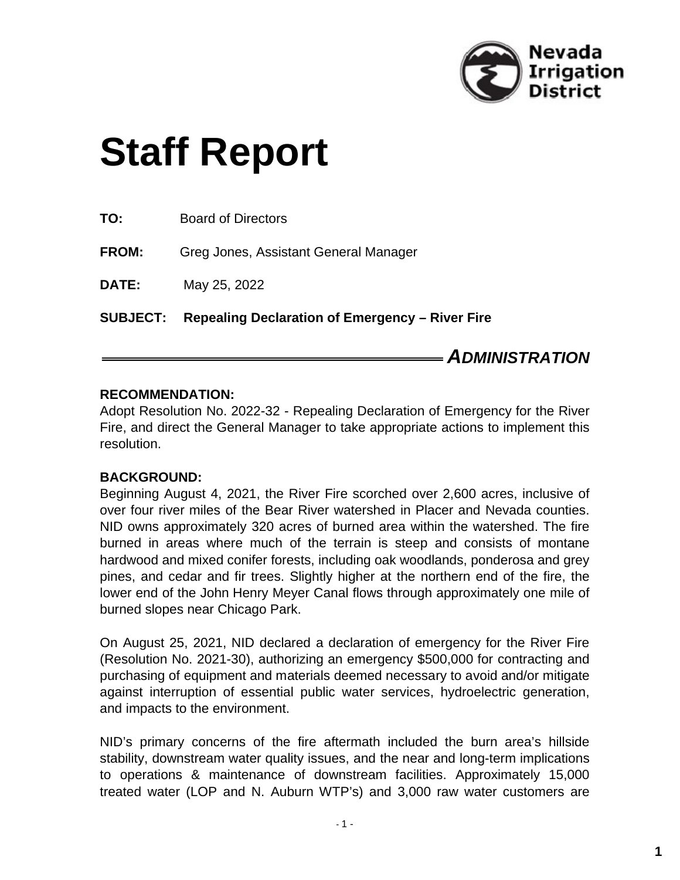Nevada Irrigation District

# Staff Report

**TO:** Board of Directors

**FROM:** Greg Jones, Assistant General Manager

**DATE:** May 25, 2022

**SUBJECT: Repealing Declaration of Emergency – River Fire**

***ADMINISTRATION***

**RECOMMENDATION:**
Adopt Resolution No. 2022-32 - Repealing Declaration of Emergency for the River Fire, and direct the General Manager to take appropriate actions to implement this resolution.

**BACKGROUND:**
Beginning August 4, 2021, the River Fire scorched over 2,600 acres, inclusive of over four river miles of the Bear River watershed in Placer and Nevada counties. NID owns approximately 320 acres of burned area within the watershed. The fire burned in areas where much of the terrain is steep and consists of montane hardwood and mixed conifer forests, including oak woodlands, ponderosa and grey pines, and cedar and fir trees. Slightly higher at the northern end of the fire, the lower end of the John Henry Meyer Canal flows through approximately one mile of burned slopes near Chicago Park.

On August 25, 2021, NID declared a declaration of emergency for the River Fire (Resolution No. 2021-30), authorizing an emergency $500,000 for contracting and purchasing of equipment and materials deemed necessary to avoid and/or mitigate against interruption of essential public water services, hydroelectric generation, and impacts to the environment.

NID's primary concerns of the fire aftermath included the burn area's hillside stability, downstream water quality issues, and the near and long-term implications to operations & maintenance of downstream facilities. Approximately 15,000 treated water (LOP and N. Auburn WTP's) and 3,000 raw water customers are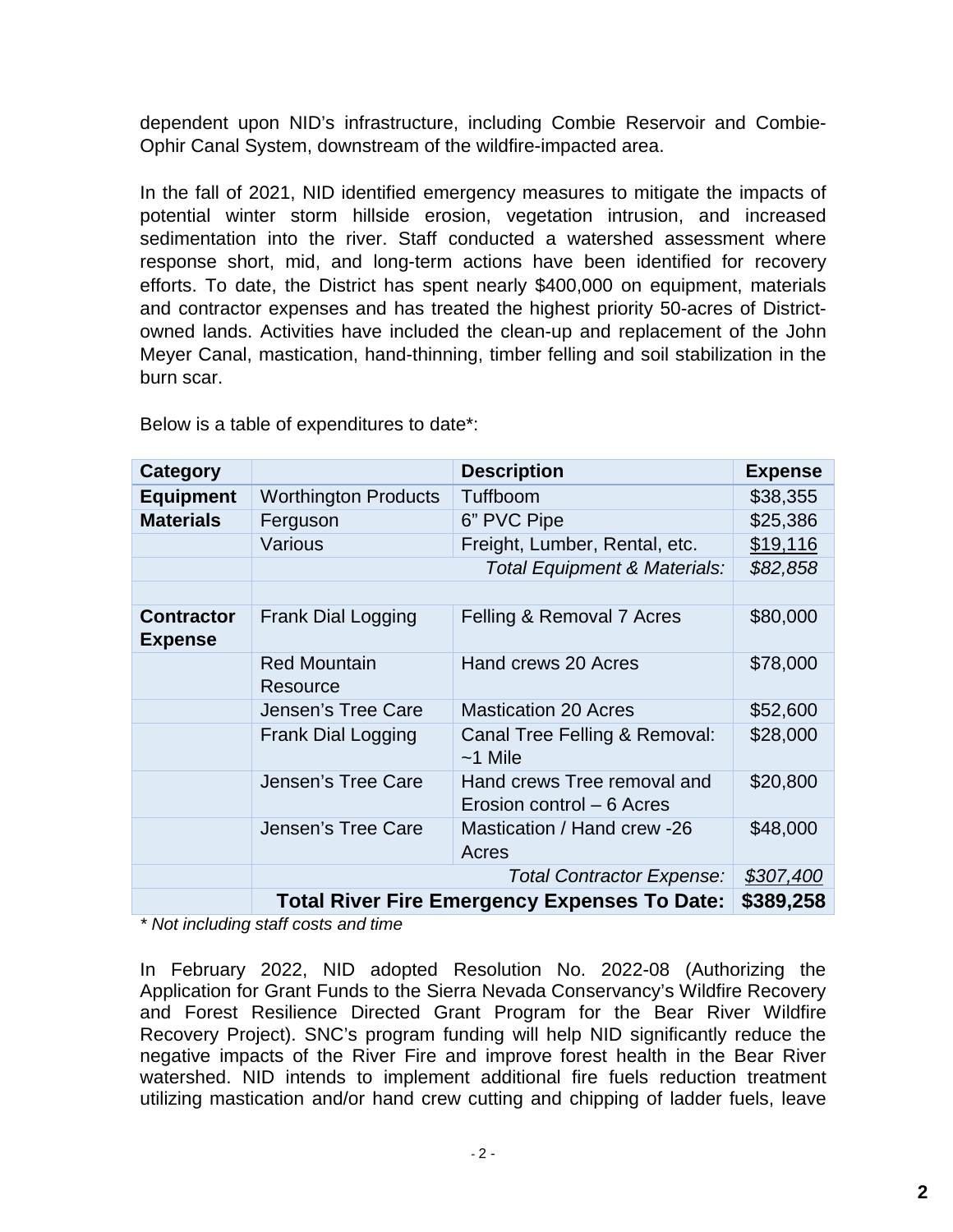dependent upon NID's infrastructure, including Combie Reservoir and Combie-Ophir Canal System, downstream of the wildfire-impacted area.

In the fall of 2021, NID identified emergency measures to mitigate the impacts of potential winter storm hillside erosion, vegetation intrusion, and increased sedimentation into the river. Staff conducted a watershed assessment where response short, mid, and long-term actions have been identified for recovery efforts. To date, the District has spent nearly $400,000 on equipment, materials and contractor expenses and has treated the highest priority 50-acres of District-owned lands. Activities have included the clean-up and replacement of the John Meyer Canal, mastication, hand-thinning, timber felling and soil stabilization in the burn scar.

Below is a table of expenditures to date*:

| Category | | Description | Expense |
|---|---|---|---|
| **Equipment** | Worthington Products | Tuffboom | $38,355 |
| **Materials** | Ferguson | 6" PVC Pipe | $25,386 |
| | Various | Freight, Lumber, Rental, etc. | $19,116 |
| | | *Total Equipment & Materials:* | *$82,858* |
| | | | |
| **Contractor Expense** | Frank Dial Logging | Felling & Removal 7 Acres | $80,000 |
| | Red Mountain Resource | Hand crews 20 Acres | $78,000 |
| | Jensen's Tree Care | Mastication 20 Acres | $52,600 |
| | Frank Dial Logging | Canal Tree Felling & Removal: ~1 Mile | $28,000 |
| | Jensen's Tree Care | Hand crews Tree removal and Erosion control – 6 Acres | $20,800 |
| | Jensen's Tree Care | Mastication / Hand crew -26 Acres | $48,000 |
| | | *Total Contractor Expense:* | *$307,400* |
| | | **Total River Fire Emergency Expenses To Date:** | **$389,258** |

*\* Not including staff costs and time*

In February 2022, NID adopted Resolution No. 2022-08 (Authorizing the Application for Grant Funds to the Sierra Nevada Conservancy's Wildfire Recovery and Forest Resilience Directed Grant Program for the Bear River Wildfire Recovery Project). SNC's program funding will help NID significantly reduce the negative impacts of the River Fire and improve forest health in the Bear River watershed. NID intends to implement additional fire fuels reduction treatment utilizing mastication and/or hand crew cutting and chipping of ladder fuels, leave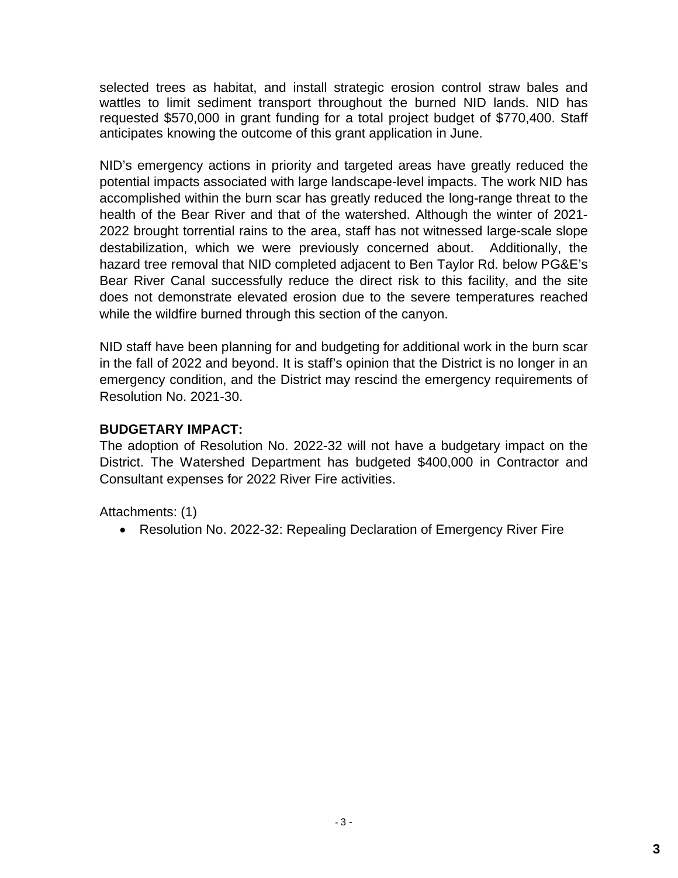selected trees as habitat, and install strategic erosion control straw bales and wattles to limit sediment transport throughout the burned NID lands. NID has requested $570,000 in grant funding for a total project budget of $770,400. Staff anticipates knowing the outcome of this grant application in June.

NID's emergency actions in priority and targeted areas have greatly reduced the potential impacts associated with large landscape-level impacts. The work NID has accomplished within the burn scar has greatly reduced the long-range threat to the health of the Bear River and that of the watershed. Although the winter of 2021-2022 brought torrential rains to the area, staff has not witnessed large-scale slope destabilization, which we were previously concerned about. Additionally, the hazard tree removal that NID completed adjacent to Ben Taylor Rd. below PG&E's Bear River Canal successfully reduce the direct risk to this facility, and the site does not demonstrate elevated erosion due to the severe temperatures reached while the wildfire burned through this section of the canyon.

NID staff have been planning for and budgeting for additional work in the burn scar in the fall of 2022 and beyond. It is staff's opinion that the District is no longer in an emergency condition, and the District may rescind the emergency requirements of Resolution No. 2021-30.

**BUDGETARY IMPACT:**

The adoption of Resolution No. 2022-32 will not have a budgetary impact on the District. The Watershed Department has budgeted $400,000 in Contractor and Consultant expenses for 2022 River Fire activities.

Attachments: (1)

- Resolution No. 2022-32: Repealing Declaration of Emergency River Fire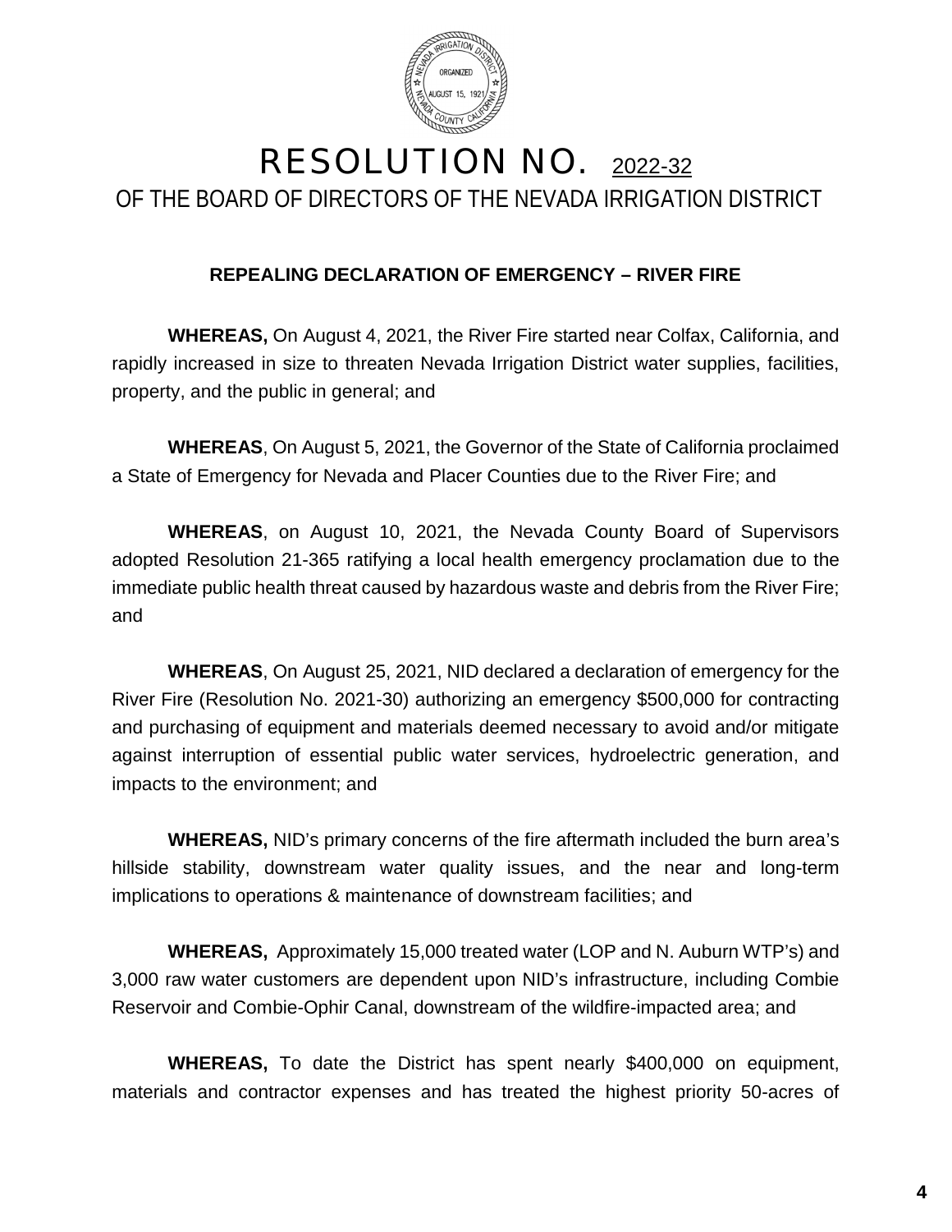# RESOLUTION NO. 2022-32

## OF THE BOARD OF DIRECTORS OF THE NEVADA IRRIGATION DISTRICT

**REPEALING DECLARATION OF EMERGENCY – RIVER FIRE**

**WHEREAS,** On August 4, 2021, the River Fire started near Colfax, California, and rapidly increased in size to threaten Nevada Irrigation District water supplies, facilities, property, and the public in general; and

**WHEREAS**, On August 5, 2021, the Governor of the State of California proclaimed a State of Emergency for Nevada and Placer Counties due to the River Fire; and

**WHEREAS**, on August 10, 2021, the Nevada County Board of Supervisors adopted Resolution 21-365 ratifying a local health emergency proclamation due to the immediate public health threat caused by hazardous waste and debris from the River Fire; and

**WHEREAS**, On August 25, 2021, NID declared a declaration of emergency for the River Fire (Resolution No. 2021-30) authorizing an emergency $500,000 for contracting and purchasing of equipment and materials deemed necessary to avoid and/or mitigate against interruption of essential public water services, hydroelectric generation, and impacts to the environment; and

**WHEREAS,** NID's primary concerns of the fire aftermath included the burn area's hillside stability, downstream water quality issues, and the near and long-term implications to operations & maintenance of downstream facilities; and

**WHEREAS,** Approximately 15,000 treated water (LOP and N. Auburn WTP's) and 3,000 raw water customers are dependent upon NID's infrastructure, including Combie Reservoir and Combie-Ophir Canal, downstream of the wildfire-impacted area; and

**WHEREAS,** To date the District has spent nearly $400,000 on equipment, materials and contractor expenses and has treated the highest priority 50-acres of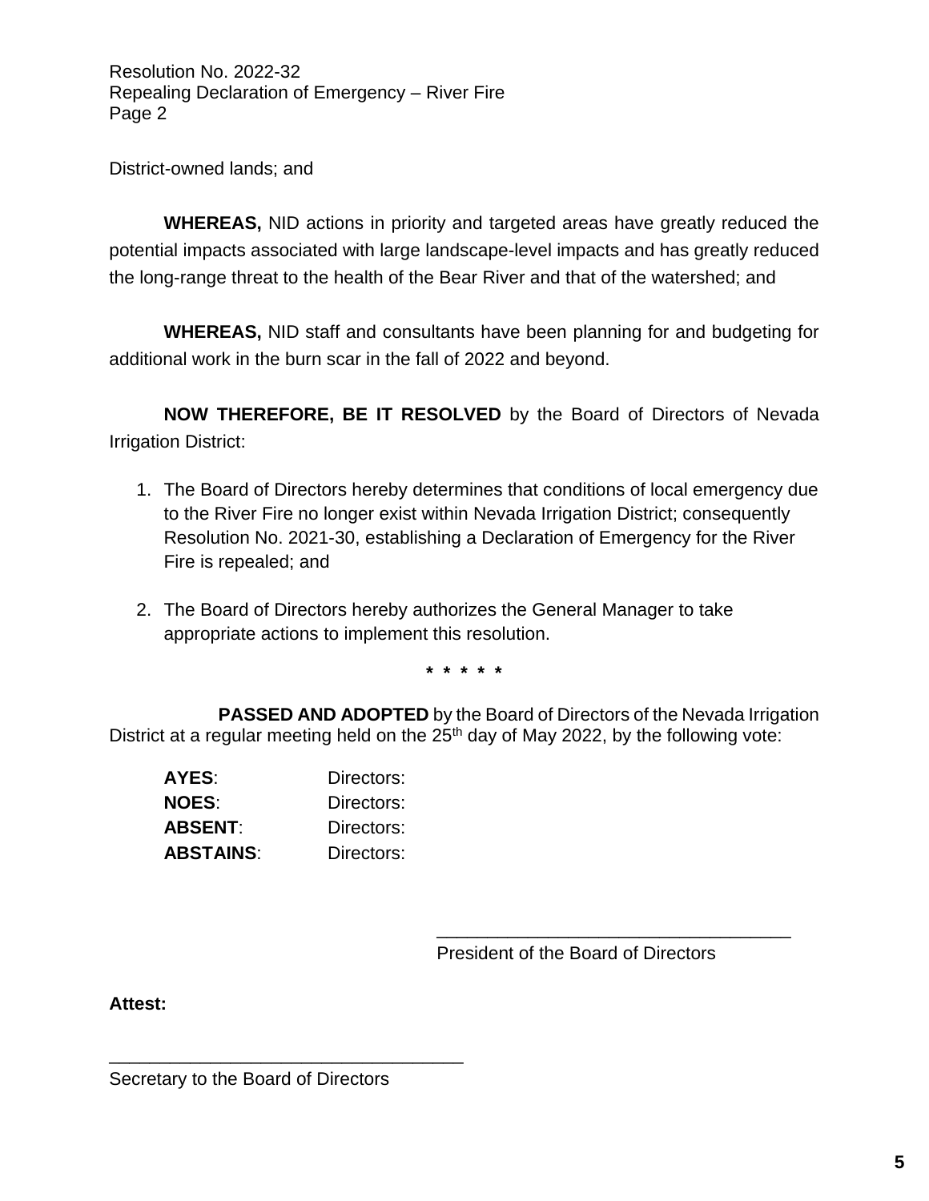District-owned lands; and

**WHEREAS,** NID actions in priority and targeted areas have greatly reduced the potential impacts associated with large landscape-level impacts and has greatly reduced the long-range threat to the health of the Bear River and that of the watershed; and

**WHEREAS,** NID staff and consultants have been planning for and budgeting for additional work in the burn scar in the fall of 2022 and beyond.

**NOW THEREFORE, BE IT RESOLVED** by the Board of Directors of Nevada Irrigation District:

1. The Board of Directors hereby determines that conditions of local emergency due to the River Fire no longer exist within Nevada Irrigation District; consequently Resolution No. 2021-30, establishing a Declaration of Emergency for the River Fire is repealed; and
2. The Board of Directors hereby authorizes the General Manager to take appropriate actions to implement this resolution.

\* \* \* \* \*

**PASSED AND ADOPTED** by the Board of Directors of the Nevada Irrigation District at a regular meeting held on the 25th day of May 2022, by the following vote:

| | |
|---|---|
| **AYES**: | Directors: |
| **NOES**: | Directors: |
| **ABSENT**: | Directors: |
| **ABSTAINS**: | Directors: |

___________________________________
President of the Board of Directors

**Attest:**

___________________________________
Secretary to the Board of Directors